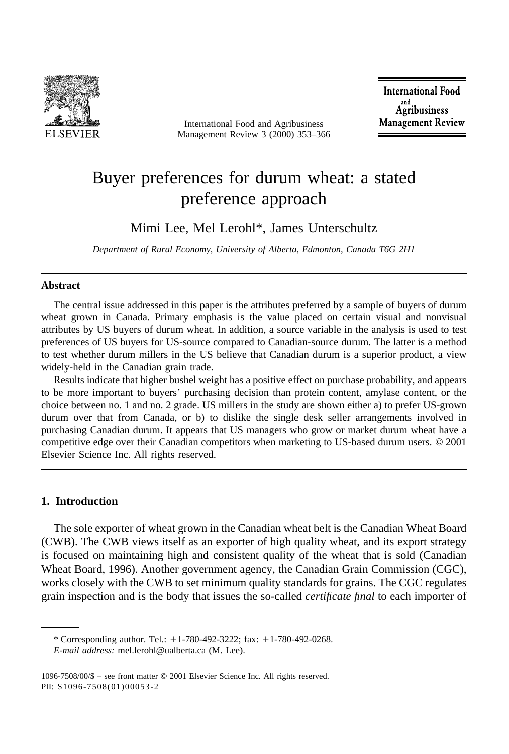# Buyer preferences for durum wheat: a stated preference approach

Mimi Lee, Mel Lerohl*, James Unterschultz

*Department of Rural Economy, University of Alberta, Edmonton, Canada T6G 2H1*

---

**Abstract**

The central issue addressed in this paper is the attributes preferred by a sample of buyers of durum wheat grown in Canada. Primary emphasis is the value placed on certain visual and nonvisual attributes by US buyers of durum wheat. In addition, a source variable in the analysis is used to test preferences of US buyers for US-source compared to Canadian-source durum. The latter is a method to test whether durum millers in the US believe that Canadian durum is a superior product, a view widely-held in the Canadian grain trade.

Results indicate that higher bushel weight has a positive effect on purchase probability, and appears to be more important to buyers' purchasing decision than protein content, amylase content, or the choice between no. 1 and no. 2 grade. US millers in the study are shown either a) to prefer US-grown durum over that from Canada, or b) to dislike the single desk seller arrangements involved in purchasing Canadian durum. It appears that US managers who grow or market durum wheat have a competitive edge over their Canadian competitors when marketing to US-based durum users. © 2001 Elsevier Science Inc. All rights reserved.

---

## 1. Introduction

The sole exporter of wheat grown in the Canadian wheat belt is the Canadian Wheat Board (CWB). The CWB views itself as an exporter of high quality wheat, and its export strategy is focused on maintaining high and consistent quality of the wheat that is sold (Canadian Wheat Board, 1996). Another government agency, the Canadian Grain Commission (CGC), works closely with the CWB to set minimum quality standards for grains. The CGC regulates grain inspection and is the body that issues the so-called *certificate final* to each importer of

---

\* Corresponding author. Tel.: +1-780-492-3222; fax: +1-780-492-0268.
*E-mail address:* mel.lerohl@ualberta.ca (M. Lee).

1096-7508/00/$ – see front matter © 2001 Elsevier Science Inc. All rights reserved.
PII: S1096-7508(01)00053-2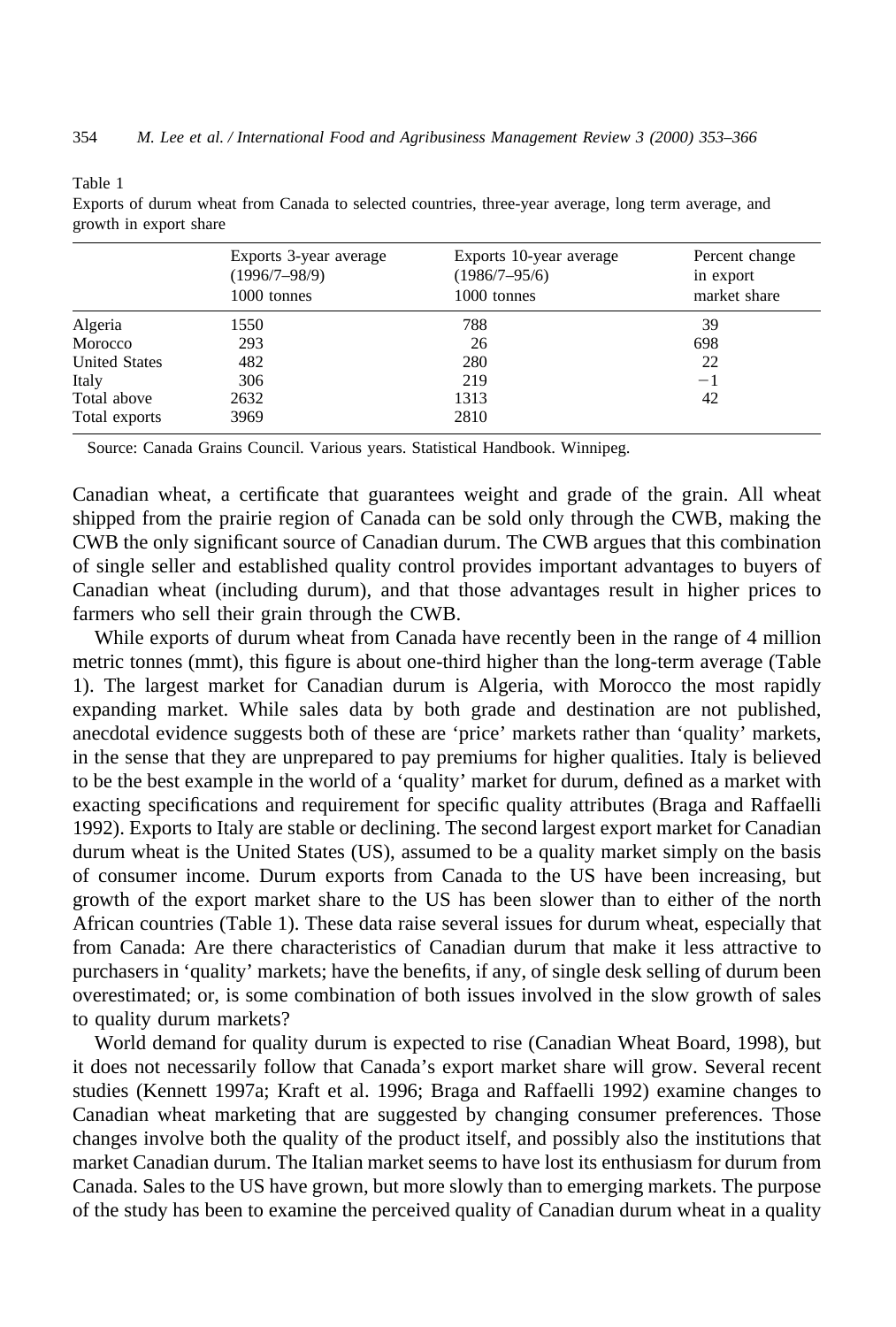Table 1
Exports of durum wheat from Canada to selected countries, three-year average, long term average, and growth in export share

| | Exports 3-year average (1996/7–98/9) 1000 tonnes | Exports 10-year average (1986/7–95/6) 1000 tonnes | Percent change in export market share |
|---|---|---|---|
| Algeria | 1550 | 788 | 39 |
| Morocco | 293 | 26 | 698 |
| United States | 482 | 280 | 22 |
| Italy | 306 | 219 | −1 |
| Total above | 2632 | 1313 | 42 |
| Total exports | 3969 | 2810 | |

Source: Canada Grains Council. Various years. Statistical Handbook. Winnipeg.

Canadian wheat, a certificate that guarantees weight and grade of the grain. All wheat shipped from the prairie region of Canada can be sold only through the CWB, making the CWB the only significant source of Canadian durum. The CWB argues that this combination of single seller and established quality control provides important advantages to buyers of Canadian wheat (including durum), and that those advantages result in higher prices to farmers who sell their grain through the CWB.

While exports of durum wheat from Canada have recently been in the range of 4 million metric tonnes (mmt), this figure is about one-third higher than the long-term average (Table 1). The largest market for Canadian durum is Algeria, with Morocco the most rapidly expanding market. While sales data by both grade and destination are not published, anecdotal evidence suggests both of these are 'price' markets rather than 'quality' markets, in the sense that they are unprepared to pay premiums for higher qualities. Italy is believed to be the best example in the world of a 'quality' market for durum, defined as a market with exacting specifications and requirement for specific quality attributes (Braga and Raffaelli 1992). Exports to Italy are stable or declining. The second largest export market for Canadian durum wheat is the United States (US), assumed to be a quality market simply on the basis of consumer income. Durum exports from Canada to the US have been increasing, but growth of the export market share to the US has been slower than to either of the north African countries (Table 1). These data raise several issues for durum wheat, especially that from Canada: Are there characteristics of Canadian durum that make it less attractive to purchasers in 'quality' markets; have the benefits, if any, of single desk selling of durum been overestimated; or, is some combination of both issues involved in the slow growth of sales to quality durum markets?

World demand for quality durum is expected to rise (Canadian Wheat Board, 1998), but it does not necessarily follow that Canada's export market share will grow. Several recent studies (Kennett 1997a; Kraft et al. 1996; Braga and Raffaelli 1992) examine changes to Canadian wheat marketing that are suggested by changing consumer preferences. Those changes involve both the quality of the product itself, and possibly also the institutions that market Canadian durum. The Italian market seems to have lost its enthusiasm for durum from Canada. Sales to the US have grown, but more slowly than to emerging markets. The purpose of the study has been to examine the perceived quality of Canadian durum wheat in a quality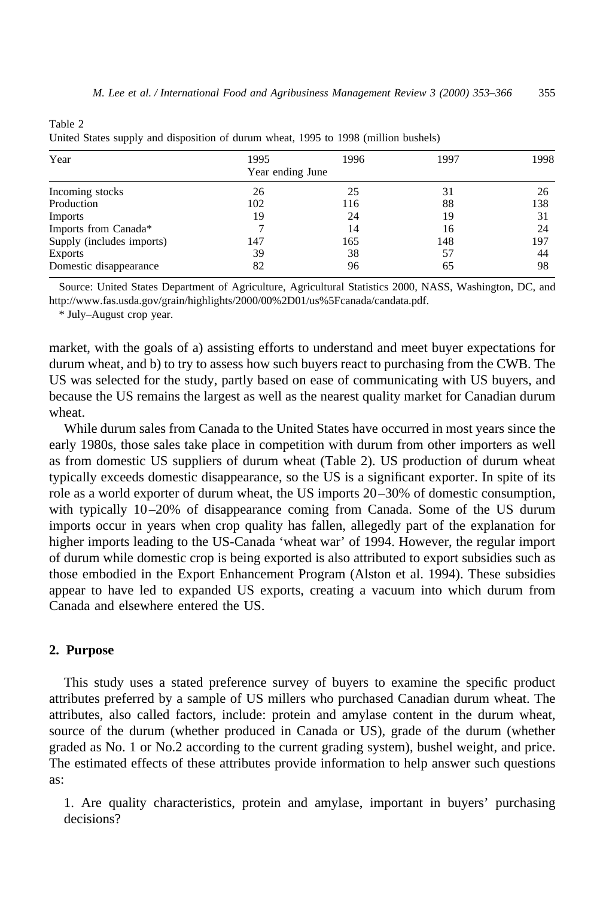Table 2
United States supply and disposition of durum wheat, 1995 to 1998 (million bushels)

| Year | 1995 | 1996 | 1997 | 1998 |
|---|---|---|---|---|
| | Year ending June | | | |
| Incoming stocks | 26 | 25 | 31 | 26 |
| Production | 102 | 116 | 88 | 138 |
| Imports | 19 | 24 | 19 | 31 |
| Imports from Canada* | 7 | 14 | 16 | 24 |
| Supply (includes imports) | 147 | 165 | 148 | 197 |
| Exports | 39 | 38 | 57 | 44 |
| Domestic disappearance | 82 | 96 | 65 | 98 |

Source: United States Department of Agriculture, Agricultural Statistics 2000, NASS, Washington, DC, and http://www.fas.usda.gov/grain/highlights/2000/00%2D01/us%5Fcanada/candata.pdf.

\* July–August crop year.

market, with the goals of a) assisting efforts to understand and meet buyer expectations for durum wheat, and b) to try to assess how such buyers react to purchasing from the CWB. The US was selected for the study, partly based on ease of communicating with US buyers, and because the US remains the largest as well as the nearest quality market for Canadian durum wheat.

While durum sales from Canada to the United States have occurred in most years since the early 1980s, those sales take place in competition with durum from other importers as well as from domestic US suppliers of durum wheat (Table 2). US production of durum wheat typically exceeds domestic disappearance, so the US is a significant exporter. In spite of its role as a world exporter of durum wheat, the US imports 20–30% of domestic consumption, with typically 10–20% of disappearance coming from Canada. Some of the US durum imports occur in years when crop quality has fallen, allegedly part of the explanation for higher imports leading to the US-Canada 'wheat war' of 1994. However, the regular import of durum while domestic crop is being exported is also attributed to export subsidies such as those embodied in the Export Enhancement Program (Alston et al. 1994). These subsidies appear to have led to expanded US exports, creating a vacuum into which durum from Canada and elsewhere entered the US.

## 2. Purpose

This study uses a stated preference survey of buyers to examine the specific product attributes preferred by a sample of US millers who purchased Canadian durum wheat. The attributes, also called factors, include: protein and amylase content in the durum wheat, source of the durum (whether produced in Canada or US), grade of the durum (whether graded as No. 1 or No.2 according to the current grading system), bushel weight, and price. The estimated effects of these attributes provide information to help answer such questions as:

1. Are quality characteristics, protein and amylase, important in buyers' purchasing decisions?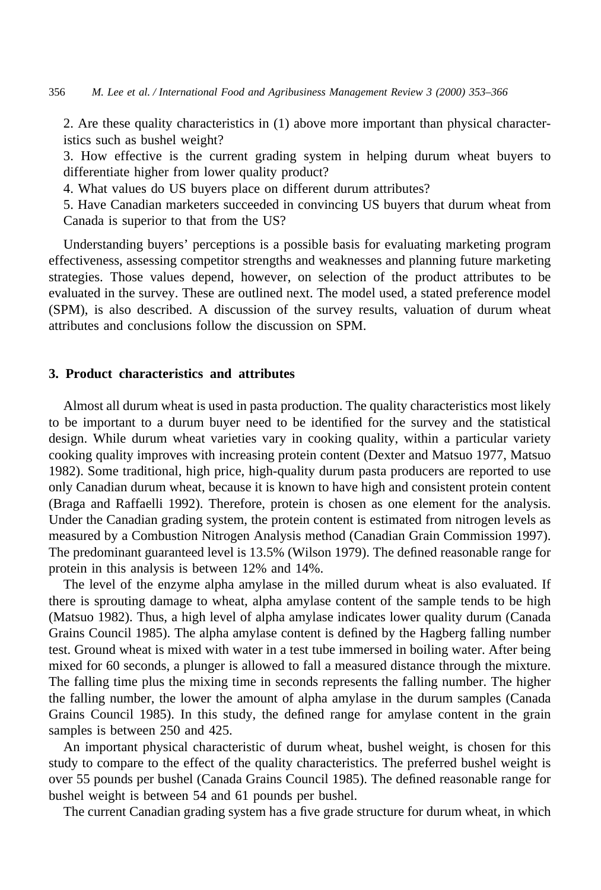2. Are these quality characteristics in (1) above more important than physical characteristics such as bushel weight?

3. How effective is the current grading system in helping durum wheat buyers to differentiate higher from lower quality product?

4. What values do US buyers place on different durum attributes?

5. Have Canadian marketers succeeded in convincing US buyers that durum wheat from Canada is superior to that from the US?

Understanding buyers' perceptions is a possible basis for evaluating marketing program effectiveness, assessing competitor strengths and weaknesses and planning future marketing strategies. Those values depend, however, on selection of the product attributes to be evaluated in the survey. These are outlined next. The model used, a stated preference model (SPM), is also described. A discussion of the survey results, valuation of durum wheat attributes and conclusions follow the discussion on SPM.

## 3. Product characteristics and attributes

Almost all durum wheat is used in pasta production. The quality characteristics most likely to be important to a durum buyer need to be identified for the survey and the statistical design. While durum wheat varieties vary in cooking quality, within a particular variety cooking quality improves with increasing protein content (Dexter and Matsuo 1977, Matsuo 1982). Some traditional, high price, high-quality durum pasta producers are reported to use only Canadian durum wheat, because it is known to have high and consistent protein content (Braga and Raffaelli 1992). Therefore, protein is chosen as one element for the analysis. Under the Canadian grading system, the protein content is estimated from nitrogen levels as measured by a Combustion Nitrogen Analysis method (Canadian Grain Commission 1997). The predominant guaranteed level is 13.5% (Wilson 1979). The defined reasonable range for protein in this analysis is between 12% and 14%.

The level of the enzyme alpha amylase in the milled durum wheat is also evaluated. If there is sprouting damage to wheat, alpha amylase content of the sample tends to be high (Matsuo 1982). Thus, a high level of alpha amylase indicates lower quality durum (Canada Grains Council 1985). The alpha amylase content is defined by the Hagberg falling number test. Ground wheat is mixed with water in a test tube immersed in boiling water. After being mixed for 60 seconds, a plunger is allowed to fall a measured distance through the mixture. The falling time plus the mixing time in seconds represents the falling number. The higher the falling number, the lower the amount of alpha amylase in the durum samples (Canada Grains Council 1985). In this study, the defined range for amylase content in the grain samples is between 250 and 425.

An important physical characteristic of durum wheat, bushel weight, is chosen for this study to compare to the effect of the quality characteristics. The preferred bushel weight is over 55 pounds per bushel (Canada Grains Council 1985). The defined reasonable range for bushel weight is between 54 and 61 pounds per bushel.

The current Canadian grading system has a five grade structure for durum wheat, in which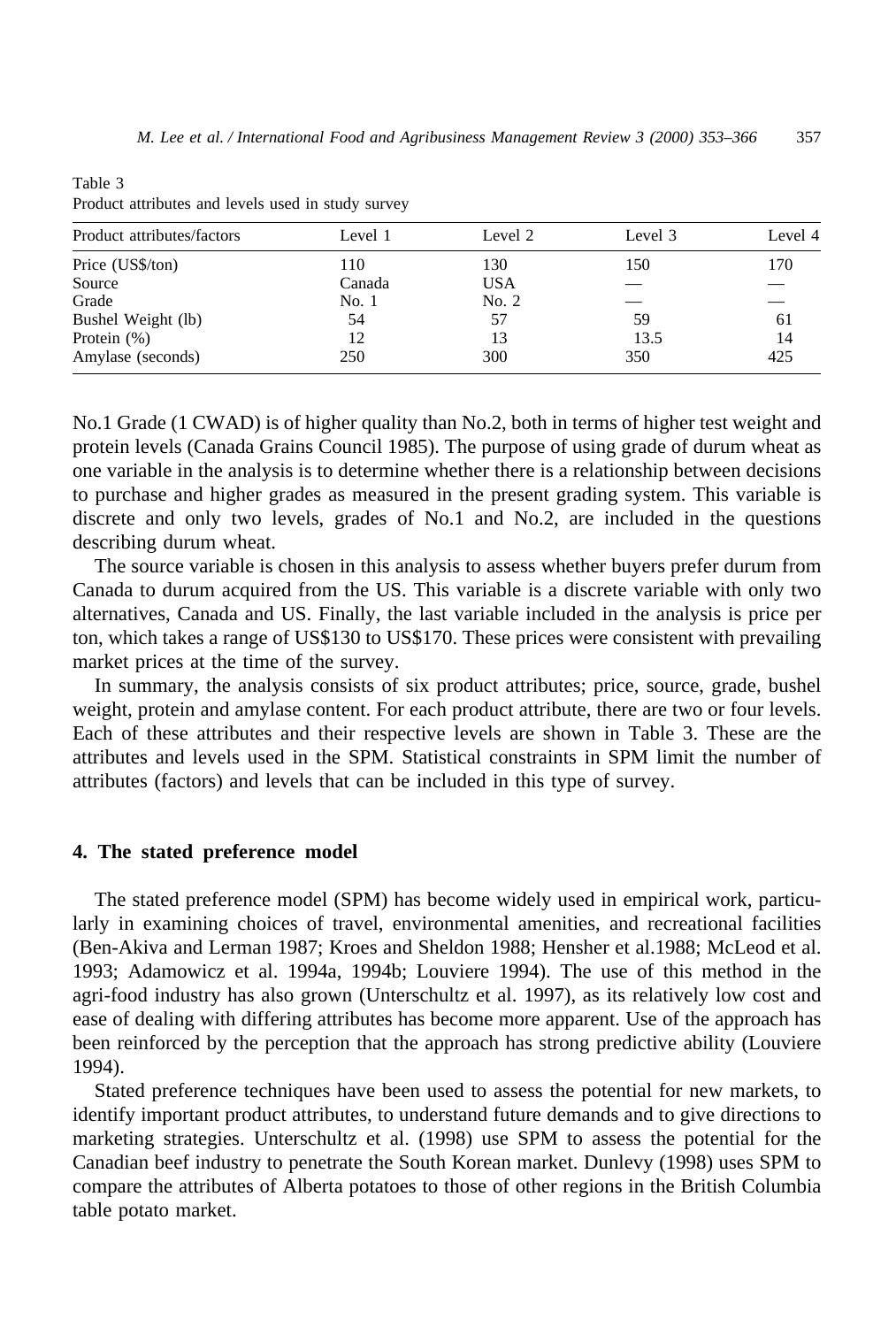Table 3
Product attributes and levels used in study survey

| Product attributes/factors | Level 1 | Level 2 | Level 3 | Level 4 |
|---|---|---|---|---|
| Price (US$/ton) | 110 | 130 | 150 | 170 |
| Source | Canada | USA | — | — |
| Grade | No. 1 | No. 2 | — | — |
| Bushel Weight (lb) | 54 | 57 | 59 | 61 |
| Protein (%) | 12 | 13 | 13.5 | 14 |
| Amylase (seconds) | 250 | 300 | 350 | 425 |

No.1 Grade (1 CWAD) is of higher quality than No.2, both in terms of higher test weight and protein levels (Canada Grains Council 1985). The purpose of using grade of durum wheat as one variable in the analysis is to determine whether there is a relationship between decisions to purchase and higher grades as measured in the present grading system. This variable is discrete and only two levels, grades of No.1 and No.2, are included in the questions describing durum wheat.

The source variable is chosen in this analysis to assess whether buyers prefer durum from Canada to durum acquired from the US. This variable is a discrete variable with only two alternatives, Canada and US. Finally, the last variable included in the analysis is price per ton, which takes a range of US$130 to US$170. These prices were consistent with prevailing market prices at the time of the survey.

In summary, the analysis consists of six product attributes; price, source, grade, bushel weight, protein and amylase content. For each product attribute, there are two or four levels. Each of these attributes and their respective levels are shown in Table 3. These are the attributes and levels used in the SPM. Statistical constraints in SPM limit the number of attributes (factors) and levels that can be included in this type of survey.

## 4. The stated preference model

The stated preference model (SPM) has become widely used in empirical work, particularly in examining choices of travel, environmental amenities, and recreational facilities (Ben-Akiva and Lerman 1987; Kroes and Sheldon 1988; Hensher et al.1988; McLeod et al. 1993; Adamowicz et al. 1994a, 1994b; Louviere 1994). The use of this method in the agri-food industry has also grown (Unterschultz et al. 1997), as its relatively low cost and ease of dealing with differing attributes has become more apparent. Use of the approach has been reinforced by the perception that the approach has strong predictive ability (Louviere 1994).

Stated preference techniques have been used to assess the potential for new markets, to identify important product attributes, to understand future demands and to give directions to marketing strategies. Unterschultz et al. (1998) use SPM to assess the potential for the Canadian beef industry to penetrate the South Korean market. Dunlevy (1998) uses SPM to compare the attributes of Alberta potatoes to those of other regions in the British Columbia table potato market.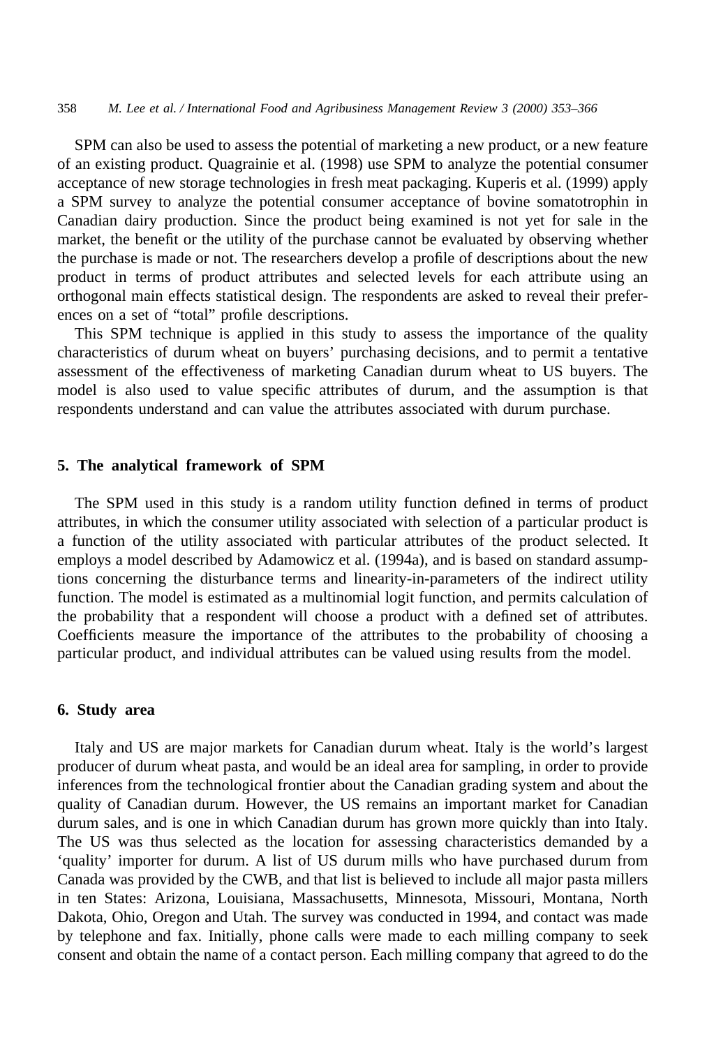SPM can also be used to assess the potential of marketing a new product, or a new feature of an existing product. Quagrainie et al. (1998) use SPM to analyze the potential consumer acceptance of new storage technologies in fresh meat packaging. Kuperis et al. (1999) apply a SPM survey to analyze the potential consumer acceptance of bovine somatotrophin in Canadian dairy production. Since the product being examined is not yet for sale in the market, the benefit or the utility of the purchase cannot be evaluated by observing whether the purchase is made or not. The researchers develop a profile of descriptions about the new product in terms of product attributes and selected levels for each attribute using an orthogonal main effects statistical design. The respondents are asked to reveal their preferences on a set of "total" profile descriptions.

This SPM technique is applied in this study to assess the importance of the quality characteristics of durum wheat on buyers' purchasing decisions, and to permit a tentative assessment of the effectiveness of marketing Canadian durum wheat to US buyers. The model is also used to value specific attributes of durum, and the assumption is that respondents understand and can value the attributes associated with durum purchase.

## 5. The analytical framework of SPM

The SPM used in this study is a random utility function defined in terms of product attributes, in which the consumer utility associated with selection of a particular product is a function of the utility associated with particular attributes of the product selected. It employs a model described by Adamowicz et al. (1994a), and is based on standard assumptions concerning the disturbance terms and linearity-in-parameters of the indirect utility function. The model is estimated as a multinomial logit function, and permits calculation of the probability that a respondent will choose a product with a defined set of attributes. Coefficients measure the importance of the attributes to the probability of choosing a particular product, and individual attributes can be valued using results from the model.

## 6. Study area

Italy and US are major markets for Canadian durum wheat. Italy is the world's largest producer of durum wheat pasta, and would be an ideal area for sampling, in order to provide inferences from the technological frontier about the Canadian grading system and about the quality of Canadian durum. However, the US remains an important market for Canadian durum sales, and is one in which Canadian durum has grown more quickly than into Italy. The US was thus selected as the location for assessing characteristics demanded by a 'quality' importer for durum. A list of US durum mills who have purchased durum from Canada was provided by the CWB, and that list is believed to include all major pasta millers in ten States: Arizona, Louisiana, Massachusetts, Minnesota, Missouri, Montana, North Dakota, Ohio, Oregon and Utah. The survey was conducted in 1994, and contact was made by telephone and fax. Initially, phone calls were made to each milling company to seek consent and obtain the name of a contact person. Each milling company that agreed to do the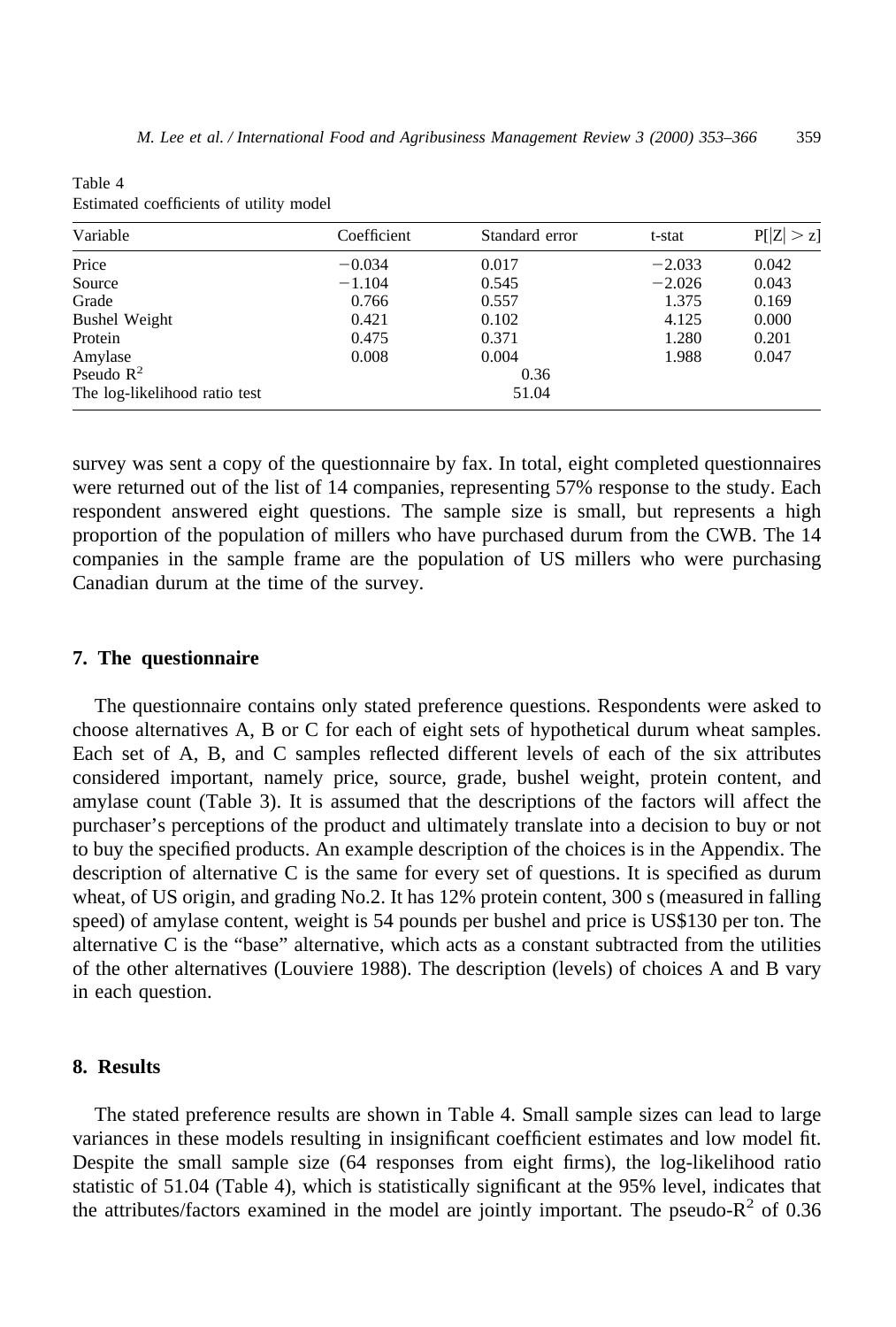Table 4
Estimated coefficients of utility model

| Variable | Coefficient | Standard error | t-stat | $P[\|Z\| > z]$ |
|---|---|---|---|---|
| Price | −0.034 | 0.017 | −2.033 | 0.042 |
| Source | −1.104 | 0.545 | −2.026 | 0.043 |
| Grade | 0.766 | 0.557 | 1.375 | 0.169 |
| Bushel Weight | 0.421 | 0.102 | 4.125 | 0.000 |
| Protein | 0.475 | 0.371 | 1.280 | 0.201 |
| Amylase | 0.008 | 0.004 | 1.988 | 0.047 |
| Pseudo $R^2$ | | 0.36 | | |
| The log-likelihood ratio test | | 51.04 | | |

survey was sent a copy of the questionnaire by fax. In total, eight completed questionnaires were returned out of the list of 14 companies, representing 57% response to the study. Each respondent answered eight questions. The sample size is small, but represents a high proportion of the population of millers who have purchased durum from the CWB. The 14 companies in the sample frame are the population of US millers who were purchasing Canadian durum at the time of the survey.

## 7. The questionnaire

The questionnaire contains only stated preference questions. Respondents were asked to choose alternatives A, B or C for each of eight sets of hypothetical durum wheat samples. Each set of A, B, and C samples reflected different levels of each of the six attributes considered important, namely price, source, grade, bushel weight, protein content, and amylase count (Table 3). It is assumed that the descriptions of the factors will affect the purchaser's perceptions of the product and ultimately translate into a decision to buy or not to buy the specified products. An example description of the choices is in the Appendix. The description of alternative C is the same for every set of questions. It is specified as durum wheat, of US origin, and grading No.2. It has 12% protein content, 300 s (measured in falling speed) of amylase content, weight is 54 pounds per bushel and price is US$130 per ton. The alternative C is the "base" alternative, which acts as a constant subtracted from the utilities of the other alternatives (Louviere 1988). The description (levels) of choices A and B vary in each question.

## 8. Results

The stated preference results are shown in Table 4. Small sample sizes can lead to large variances in these models resulting in insignificant coefficient estimates and low model fit. Despite the small sample size (64 responses from eight firms), the log-likelihood ratio statistic of 51.04 (Table 4), which is statistically significant at the 95% level, indicates that the attributes/factors examined in the model are jointly important. The pseudo-$R^2$ of 0.36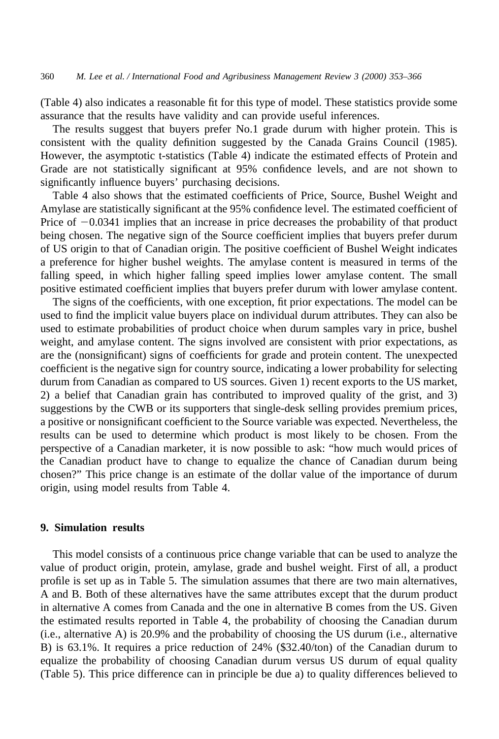(Table 4) also indicates a reasonable fit for this type of model. These statistics provide some assurance that the results have validity and can provide useful inferences.

The results suggest that buyers prefer No.1 grade durum with higher protein. This is consistent with the quality definition suggested by the Canada Grains Council (1985). However, the asymptotic t-statistics (Table 4) indicate the estimated effects of Protein and Grade are not statistically significant at 95% confidence levels, and are not shown to significantly influence buyers' purchasing decisions.

Table 4 also shows that the estimated coefficients of Price, Source, Bushel Weight and Amylase are statistically significant at the 95% confidence level. The estimated coefficient of Price of $-0.0341$ implies that an increase in price decreases the probability of that product being chosen. The negative sign of the Source coefficient implies that buyers prefer durum of US origin to that of Canadian origin. The positive coefficient of Bushel Weight indicates a preference for higher bushel weights. The amylase content is measured in terms of the falling speed, in which higher falling speed implies lower amylase content. The small positive estimated coefficient implies that buyers prefer durum with lower amylase content.

The signs of the coefficients, with one exception, fit prior expectations. The model can be used to find the implicit value buyers place on individual durum attributes. They can also be used to estimate probabilities of product choice when durum samples vary in price, bushel weight, and amylase content. The signs involved are consistent with prior expectations, as are the (nonsignificant) signs of coefficients for grade and protein content. The unexpected coefficient is the negative sign for country source, indicating a lower probability for selecting durum from Canadian as compared to US sources. Given 1) recent exports to the US market, 2) a belief that Canadian grain has contributed to improved quality of the grist, and 3) suggestions by the CWB or its supporters that single-desk selling provides premium prices, a positive or nonsignificant coefficient to the Source variable was expected. Nevertheless, the results can be used to determine which product is most likely to be chosen. From the perspective of a Canadian marketer, it is now possible to ask: "how much would prices of the Canadian product have to change to equalize the chance of Canadian durum being chosen?" This price change is an estimate of the dollar value of the importance of durum origin, using model results from Table 4.

## 9. Simulation results

This model consists of a continuous price change variable that can be used to analyze the value of product origin, protein, amylase, grade and bushel weight. First of all, a product profile is set up as in Table 5. The simulation assumes that there are two main alternatives, A and B. Both of these alternatives have the same attributes except that the durum product in alternative A comes from Canada and the one in alternative B comes from the US. Given the estimated results reported in Table 4, the probability of choosing the Canadian durum (i.e., alternative A) is 20.9% and the probability of choosing the US durum (i.e., alternative B) is 63.1%. It requires a price reduction of 24% ($32.40/ton) of the Canadian durum to equalize the probability of choosing Canadian durum versus US durum of equal quality (Table 5). This price difference can in principle be due a) to quality differences believed to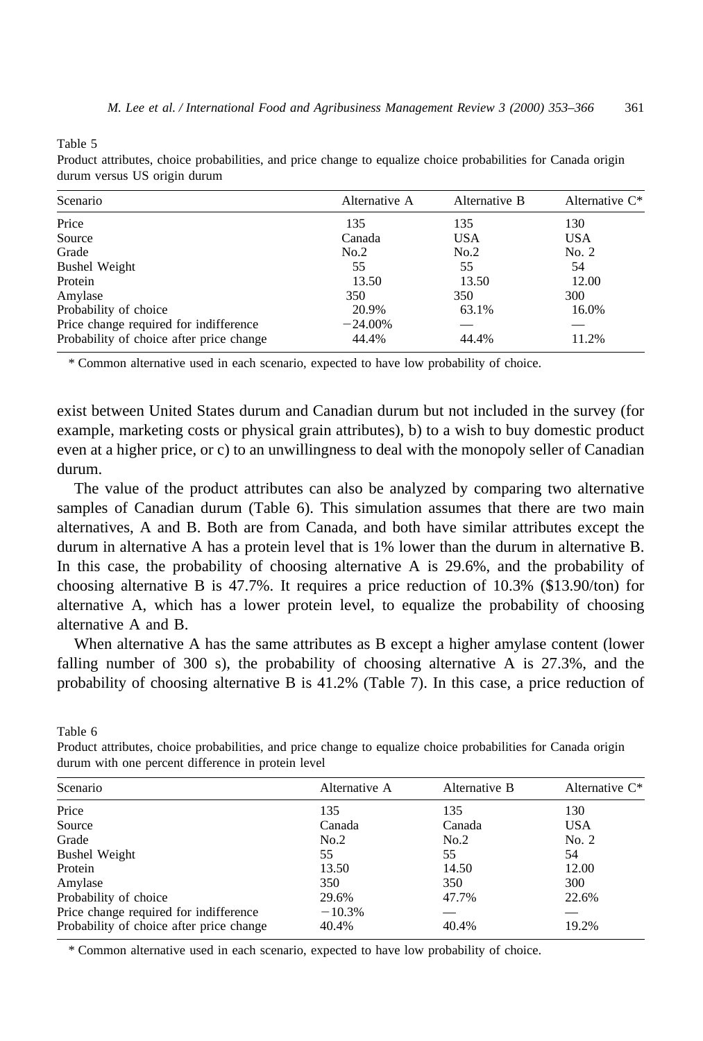Table 5

Product attributes, choice probabilities, and price change to equalize choice probabilities for Canada origin durum versus US origin durum

| Scenario | Alternative A | Alternative B | Alternative C* |
|---|---|---|---|
| Price | 135 | 135 | 130 |
| Source | Canada | USA | USA |
| Grade | No.2 | No.2 | No. 2 |
| Bushel Weight | 55 | 55 | 54 |
| Protein | 13.50 | 13.50 | 12.00 |
| Amylase | 350 | 350 | 300 |
| Probability of choice | 20.9% | 63.1% | 16.0% |
| Price change required for indifference | −24.00% | — | — |
| Probability of choice after price change | 44.4% | 44.4% | 11.2% |

* Common alternative used in each scenario, expected to have low probability of choice.

exist between United States durum and Canadian durum but not included in the survey (for example, marketing costs or physical grain attributes), b) to a wish to buy domestic product even at a higher price, or c) to an unwillingness to deal with the monopoly seller of Canadian durum.

The value of the product attributes can also be analyzed by comparing two alternative samples of Canadian durum (Table 6). This simulation assumes that there are two main alternatives, A and B. Both are from Canada, and both have similar attributes except the durum in alternative A has a protein level that is 1% lower than the durum in alternative B. In this case, the probability of choosing alternative A is 29.6%, and the probability of choosing alternative B is 47.7%. It requires a price reduction of 10.3% ($13.90/ton) for alternative A, which has a lower protein level, to equalize the probability of choosing alternative A and B.

When alternative A has the same attributes as B except a higher amylase content (lower falling number of 300 s), the probability of choosing alternative A is 27.3%, and the probability of choosing alternative B is 41.2% (Table 7). In this case, a price reduction of

Table 6

Product attributes, choice probabilities, and price change to equalize choice probabilities for Canada origin durum with one percent difference in protein level

| Scenario | Alternative A | Alternative B | Alternative C* |
|---|---|---|---|
| Price | 135 | 135 | 130 |
| Source | Canada | Canada | USA |
| Grade | No.2 | No.2 | No. 2 |
| Bushel Weight | 55 | 55 | 54 |
| Protein | 13.50 | 14.50 | 12.00 |
| Amylase | 350 | 350 | 300 |
| Probability of choice | 29.6% | 47.7% | 22.6% |
| Price change required for indifference | −10.3% | — | — |
| Probability of choice after price change | 40.4% | 40.4% | 19.2% |

* Common alternative used in each scenario, expected to have low probability of choice.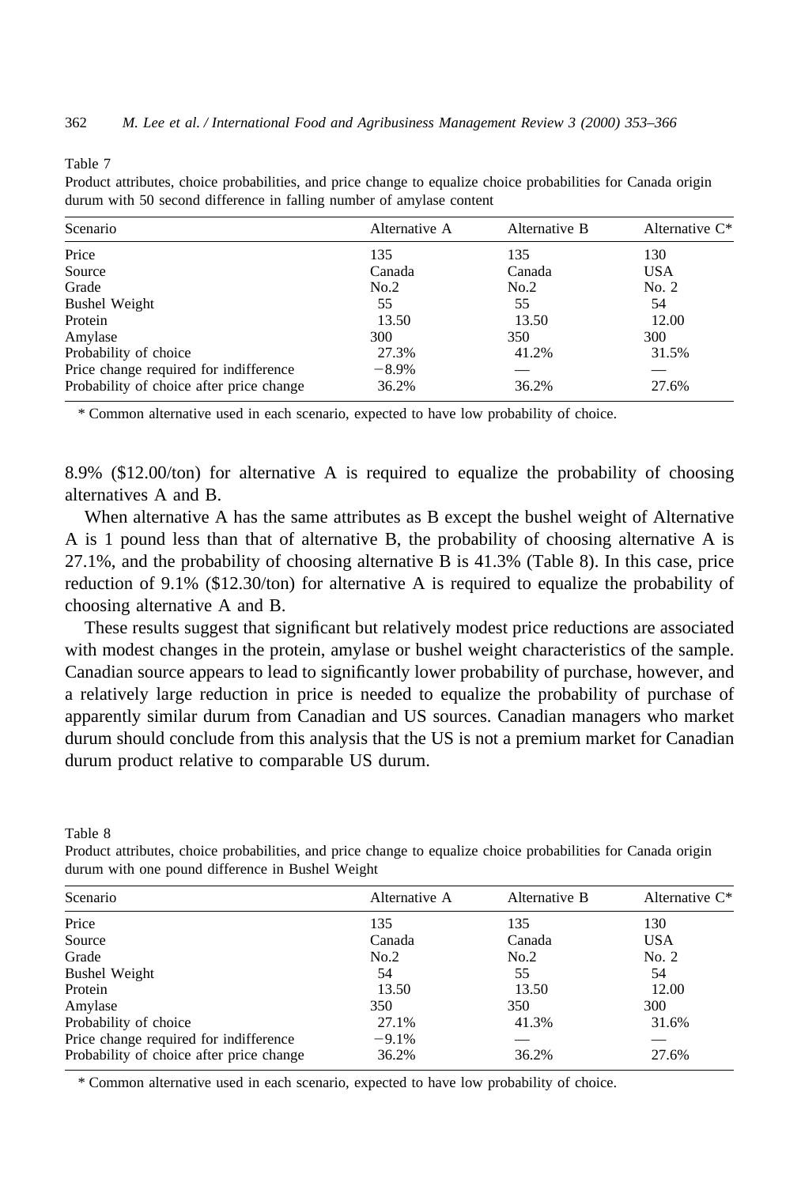Table 7

Product attributes, choice probabilities, and price change to equalize choice probabilities for Canada origin durum with 50 second difference in falling number of amylase content

| Scenario | Alternative A | Alternative B | Alternative C* |
|---|---|---|---|
| Price | 135 | 135 | 130 |
| Source | Canada | Canada | USA |
| Grade | No.2 | No.2 | No. 2 |
| Bushel Weight | 55 | 55 | 54 |
| Protein | 13.50 | 13.50 | 12.00 |
| Amylase | 300 | 350 | 300 |
| Probability of choice | 27.3% | 41.2% | 31.5% |
| Price change required for indifference | −8.9% | — | — |
| Probability of choice after price change | 36.2% | 36.2% | 27.6% |

* Common alternative used in each scenario, expected to have low probability of choice.

8.9% ($12.00/ton) for alternative A is required to equalize the probability of choosing alternatives A and B.

When alternative A has the same attributes as B except the bushel weight of Alternative A is 1 pound less than that of alternative B, the probability of choosing alternative A is 27.1%, and the probability of choosing alternative B is 41.3% (Table 8). In this case, price reduction of 9.1% ($12.30/ton) for alternative A is required to equalize the probability of choosing alternative A and B.

These results suggest that significant but relatively modest price reductions are associated with modest changes in the protein, amylase or bushel weight characteristics of the sample. Canadian source appears to lead to significantly lower probability of purchase, however, and a relatively large reduction in price is needed to equalize the probability of purchase of apparently similar durum from Canadian and US sources. Canadian managers who market durum should conclude from this analysis that the US is not a premium market for Canadian durum product relative to comparable US durum.

Table 8

Product attributes, choice probabilities, and price change to equalize choice probabilities for Canada origin durum with one pound difference in Bushel Weight

| Scenario | Alternative A | Alternative B | Alternative C* |
|---|---|---|---|
| Price | 135 | 135 | 130 |
| Source | Canada | Canada | USA |
| Grade | No.2 | No.2 | No. 2 |
| Bushel Weight | 54 | 55 | 54 |
| Protein | 13.50 | 13.50 | 12.00 |
| Amylase | 350 | 350 | 300 |
| Probability of choice | 27.1% | 41.3% | 31.6% |
| Price change required for indifference | −9.1% | — | — |
| Probability of choice after price change | 36.2% | 36.2% | 27.6% |

* Common alternative used in each scenario, expected to have low probability of choice.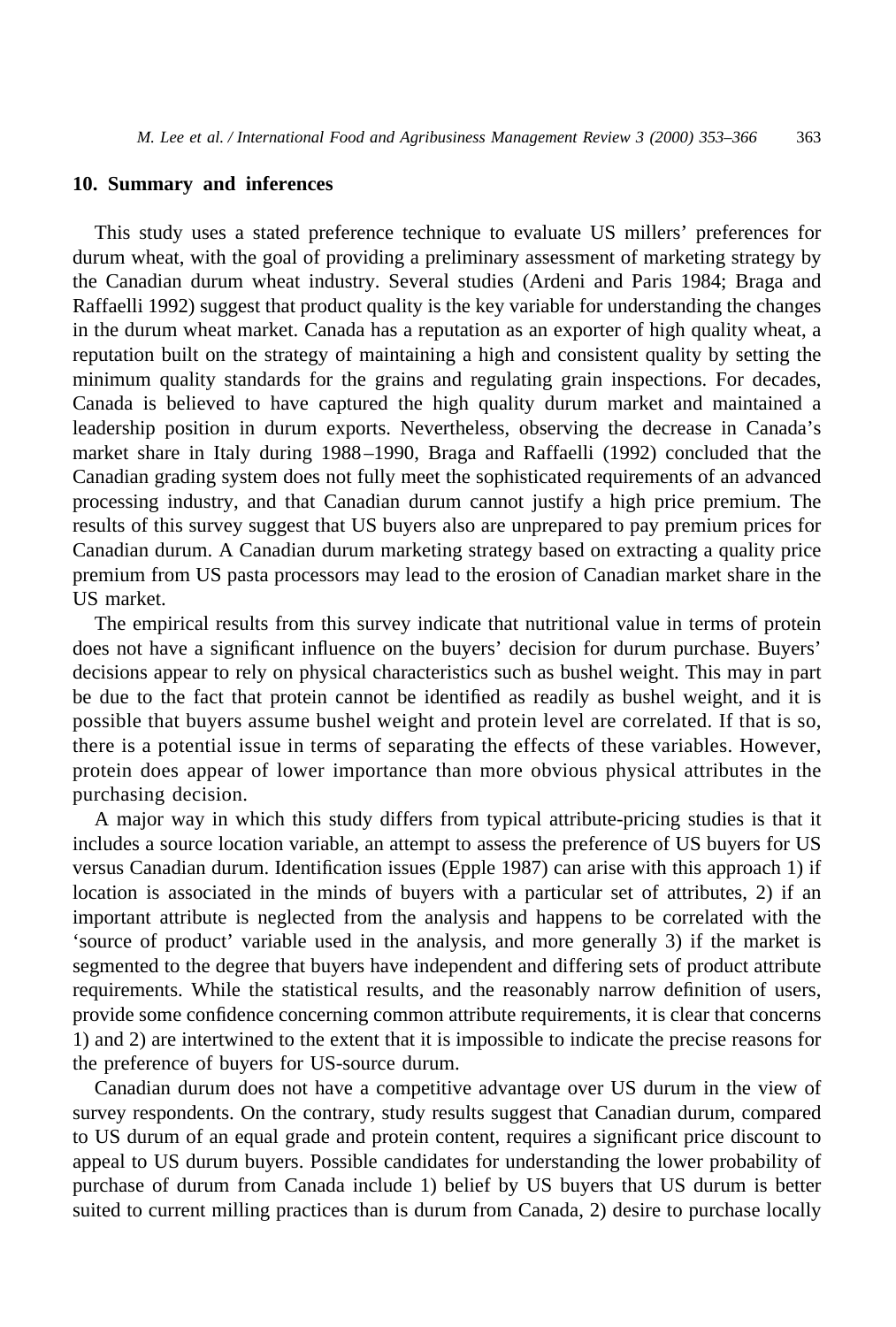## 10. Summary and inferences

This study uses a stated preference technique to evaluate US millers' preferences for durum wheat, with the goal of providing a preliminary assessment of marketing strategy by the Canadian durum wheat industry. Several studies (Ardeni and Paris 1984; Braga and Raffaelli 1992) suggest that product quality is the key variable for understanding the changes in the durum wheat market. Canada has a reputation as an exporter of high quality wheat, a reputation built on the strategy of maintaining a high and consistent quality by setting the minimum quality standards for the grains and regulating grain inspections. For decades, Canada is believed to have captured the high quality durum market and maintained a leadership position in durum exports. Nevertheless, observing the decrease in Canada's market share in Italy during 1988–1990, Braga and Raffaelli (1992) concluded that the Canadian grading system does not fully meet the sophisticated requirements of an advanced processing industry, and that Canadian durum cannot justify a high price premium. The results of this survey suggest that US buyers also are unprepared to pay premium prices for Canadian durum. A Canadian durum marketing strategy based on extracting a quality price premium from US pasta processors may lead to the erosion of Canadian market share in the US market.

The empirical results from this survey indicate that nutritional value in terms of protein does not have a significant influence on the buyers' decision for durum purchase. Buyers' decisions appear to rely on physical characteristics such as bushel weight. This may in part be due to the fact that protein cannot be identified as readily as bushel weight, and it is possible that buyers assume bushel weight and protein level are correlated. If that is so, there is a potential issue in terms of separating the effects of these variables. However, protein does appear of lower importance than more obvious physical attributes in the purchasing decision.

A major way in which this study differs from typical attribute-pricing studies is that it includes a source location variable, an attempt to assess the preference of US buyers for US versus Canadian durum. Identification issues (Epple 1987) can arise with this approach 1) if location is associated in the minds of buyers with a particular set of attributes, 2) if an important attribute is neglected from the analysis and happens to be correlated with the 'source of product' variable used in the analysis, and more generally 3) if the market is segmented to the degree that buyers have independent and differing sets of product attribute requirements. While the statistical results, and the reasonably narrow definition of users, provide some confidence concerning common attribute requirements, it is clear that concerns 1) and 2) are intertwined to the extent that it is impossible to indicate the precise reasons for the preference of buyers for US-source durum.

Canadian durum does not have a competitive advantage over US durum in the view of survey respondents. On the contrary, study results suggest that Canadian durum, compared to US durum of an equal grade and protein content, requires a significant price discount to appeal to US durum buyers. Possible candidates for understanding the lower probability of purchase of durum from Canada include 1) belief by US buyers that US durum is better suited to current milling practices than is durum from Canada, 2) desire to purchase locally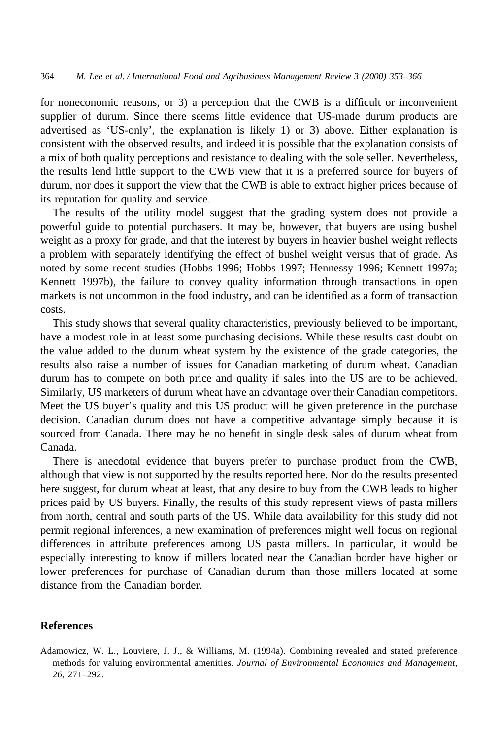for noneconomic reasons, or 3) a perception that the CWB is a difficult or inconvenient supplier of durum. Since there seems little evidence that US-made durum products are advertised as 'US-only', the explanation is likely 1) or 3) above. Either explanation is consistent with the observed results, and indeed it is possible that the explanation consists of a mix of both quality perceptions and resistance to dealing with the sole seller. Nevertheless, the results lend little support to the CWB view that it is a preferred source for buyers of durum, nor does it support the view that the CWB is able to extract higher prices because of its reputation for quality and service.

The results of the utility model suggest that the grading system does not provide a powerful guide to potential purchasers. It may be, however, that buyers are using bushel weight as a proxy for grade, and that the interest by buyers in heavier bushel weight reflects a problem with separately identifying the effect of bushel weight versus that of grade. As noted by some recent studies (Hobbs 1996; Hobbs 1997; Hennessy 1996; Kennett 1997a; Kennett 1997b), the failure to convey quality information through transactions in open markets is not uncommon in the food industry, and can be identified as a form of transaction costs.

This study shows that several quality characteristics, previously believed to be important, have a modest role in at least some purchasing decisions. While these results cast doubt on the value added to the durum wheat system by the existence of the grade categories, the results also raise a number of issues for Canadian marketing of durum wheat. Canadian durum has to compete on both price and quality if sales into the US are to be achieved. Similarly, US marketers of durum wheat have an advantage over their Canadian competitors. Meet the US buyer's quality and this US product will be given preference in the purchase decision. Canadian durum does not have a competitive advantage simply because it is sourced from Canada. There may be no benefit in single desk sales of durum wheat from Canada.

There is anecdotal evidence that buyers prefer to purchase product from the CWB, although that view is not supported by the results reported here. Nor do the results presented here suggest, for durum wheat at least, that any desire to buy from the CWB leads to higher prices paid by US buyers. Finally, the results of this study represent views of pasta millers from north, central and south parts of the US. While data availability for this study did not permit regional inferences, a new examination of preferences might well focus on regional differences in attribute preferences among US pasta millers. In particular, it would be especially interesting to know if millers located near the Canadian border have higher or lower preferences for purchase of Canadian durum than those millers located at some distance from the Canadian border.

## References

Adamowicz, W. L., Louviere, J. J., & Williams, M. (1994a). Combining revealed and stated preference methods for valuing environmental amenities. *Journal of Environmental Economics and Management, 26,* 271–292.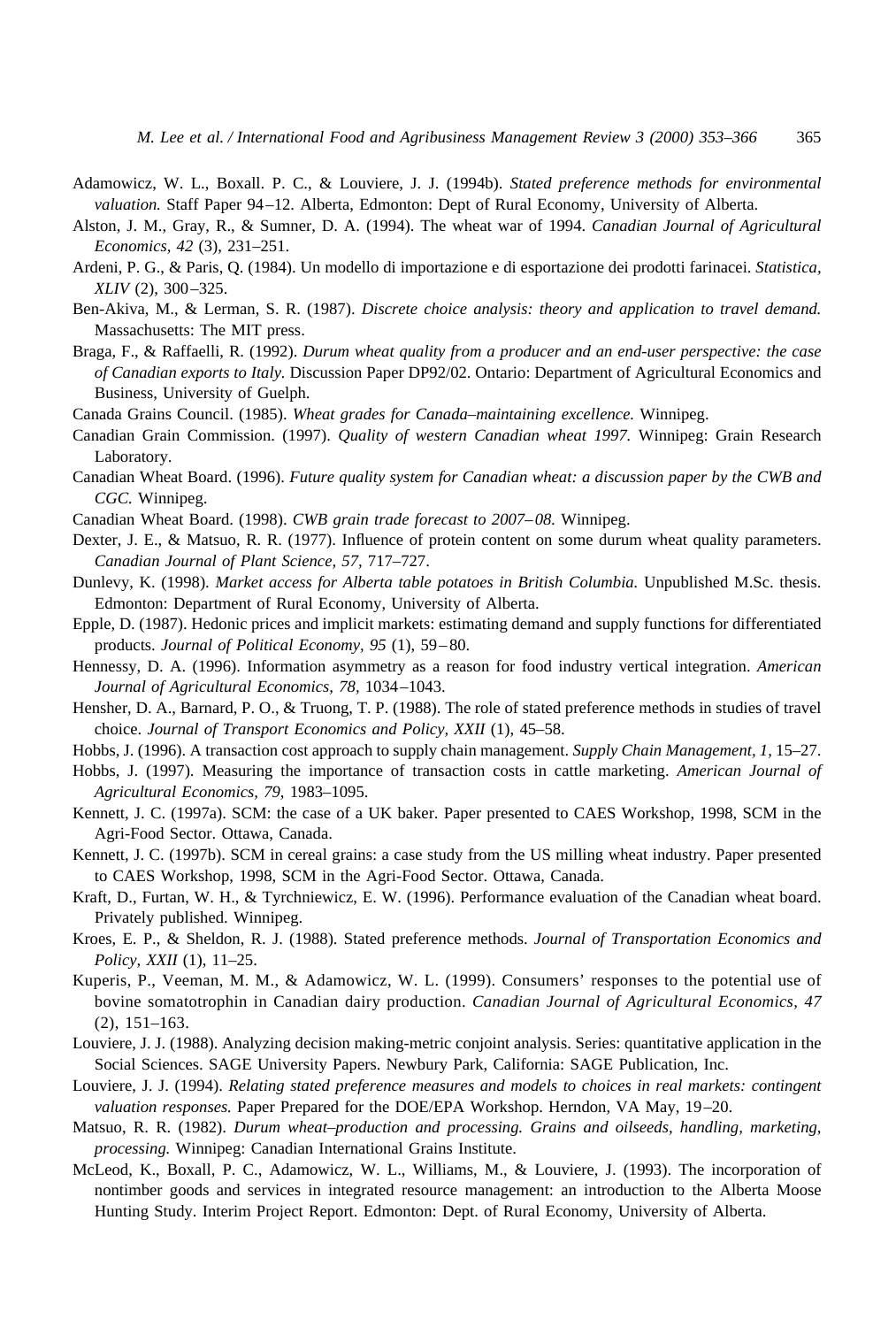Adamowicz, W. L., Boxall. P. C., & Louviere, J. J. (1994b). *Stated preference methods for environmental valuation.* Staff Paper 94–12. Alberta, Edmonton: Dept of Rural Economy, University of Alberta.

Alston, J. M., Gray, R., & Sumner, D. A. (1994). The wheat war of 1994. *Canadian Journal of Agricultural Economics, 42* (3), 231–251.

Ardeni, P. G., & Paris, Q. (1984). Un modello di importazione e di esportazione dei prodotti farinacei. *Statistica, XLIV* (2), 300–325.

Ben-Akiva, M., & Lerman, S. R. (1987). *Discrete choice analysis: theory and application to travel demand.* Massachusetts: The MIT press.

Braga, F., & Raffaelli, R. (1992). *Durum wheat quality from a producer and an end-user perspective: the case of Canadian exports to Italy.* Discussion Paper DP92/02. Ontario: Department of Agricultural Economics and Business, University of Guelph.

Canada Grains Council. (1985). *Wheat grades for Canada–maintaining excellence.* Winnipeg.

Canadian Grain Commission. (1997). *Quality of western Canadian wheat 1997.* Winnipeg: Grain Research Laboratory.

Canadian Wheat Board. (1996). *Future quality system for Canadian wheat: a discussion paper by the CWB and CGC.* Winnipeg.

Canadian Wheat Board. (1998). *CWB grain trade forecast to 2007–08.* Winnipeg.

Dexter, J. E., & Matsuo, R. R. (1977). Influence of protein content on some durum wheat quality parameters. *Canadian Journal of Plant Science, 57,* 717–727.

Dunlevy, K. (1998). *Market access for Alberta table potatoes in British Columbia.* Unpublished M.Sc. thesis. Edmonton: Department of Rural Economy, University of Alberta.

Epple, D. (1987). Hedonic prices and implicit markets: estimating demand and supply functions for differentiated products. *Journal of Political Economy, 95* (1), 59–80.

Hennessy, D. A. (1996). Information asymmetry as a reason for food industry vertical integration. *American Journal of Agricultural Economics, 78,* 1034–1043.

Hensher, D. A., Barnard, P. O., & Truong, T. P. (1988). The role of stated preference methods in studies of travel choice. *Journal of Transport Economics and Policy, XXII* (1), 45–58.

Hobbs, J. (1996). A transaction cost approach to supply chain management. *Supply Chain Management, 1,* 15–27.

Hobbs, J. (1997). Measuring the importance of transaction costs in cattle marketing. *American Journal of Agricultural Economics, 79,* 1983–1095.

Kennett, J. C. (1997a). SCM: the case of a UK baker. Paper presented to CAES Workshop, 1998, SCM in the Agri-Food Sector. Ottawa, Canada.

Kennett, J. C. (1997b). SCM in cereal grains: a case study from the US milling wheat industry. Paper presented to CAES Workshop, 1998, SCM in the Agri-Food Sector. Ottawa, Canada.

Kraft, D., Furtan, W. H., & Tyrchniewicz, E. W. (1996). Performance evaluation of the Canadian wheat board. Privately published. Winnipeg.

Kroes, E. P., & Sheldon, R. J. (1988). Stated preference methods. *Journal of Transportation Economics and Policy, XXII* (1), 11–25.

Kuperis, P., Veeman, M. M., & Adamowicz, W. L. (1999). Consumers' responses to the potential use of bovine somatotrophin in Canadian dairy production. *Canadian Journal of Agricultural Economics, 47* (2), 151–163.

Louviere, J. J. (1988). Analyzing decision making-metric conjoint analysis. Series: quantitative application in the Social Sciences. SAGE University Papers. Newbury Park, California: SAGE Publication, Inc.

Louviere, J. J. (1994). *Relating stated preference measures and models to choices in real markets: contingent valuation responses.* Paper Prepared for the DOE/EPA Workshop. Herndon, VA May, 19–20.

Matsuo, R. R. (1982). *Durum wheat–production and processing. Grains and oilseeds, handling, marketing, processing.* Winnipeg: Canadian International Grains Institute.

McLeod, K., Boxall, P. C., Adamowicz, W. L., Williams, M., & Louviere, J. (1993). The incorporation of nontimber goods and services in integrated resource management: an introduction to the Alberta Moose Hunting Study. Interim Project Report. Edmonton: Dept. of Rural Economy, University of Alberta.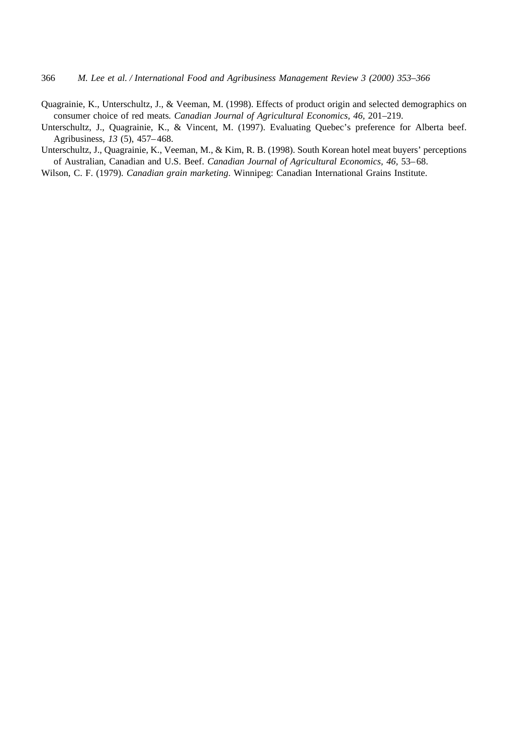Quagrainie, K., Unterschultz, J., & Veeman, M. (1998). Effects of product origin and selected demographics on consumer choice of red meats. *Canadian Journal of Agricultural Economics, 46,* 201–219.

Unterschultz, J., Quagrainie, K., & Vincent, M. (1997). Evaluating Quebec's preference for Alberta beef. Agribusiness, *13* (5), 457–468.

Unterschultz, J., Quagrainie, K., Veeman, M., & Kim, R. B. (1998). South Korean hotel meat buyers' perceptions of Australian, Canadian and U.S. Beef. *Canadian Journal of Agricultural Economics, 46,* 53–68.

Wilson, C. F. (1979). *Canadian grain marketing*. Winnipeg: Canadian International Grains Institute.